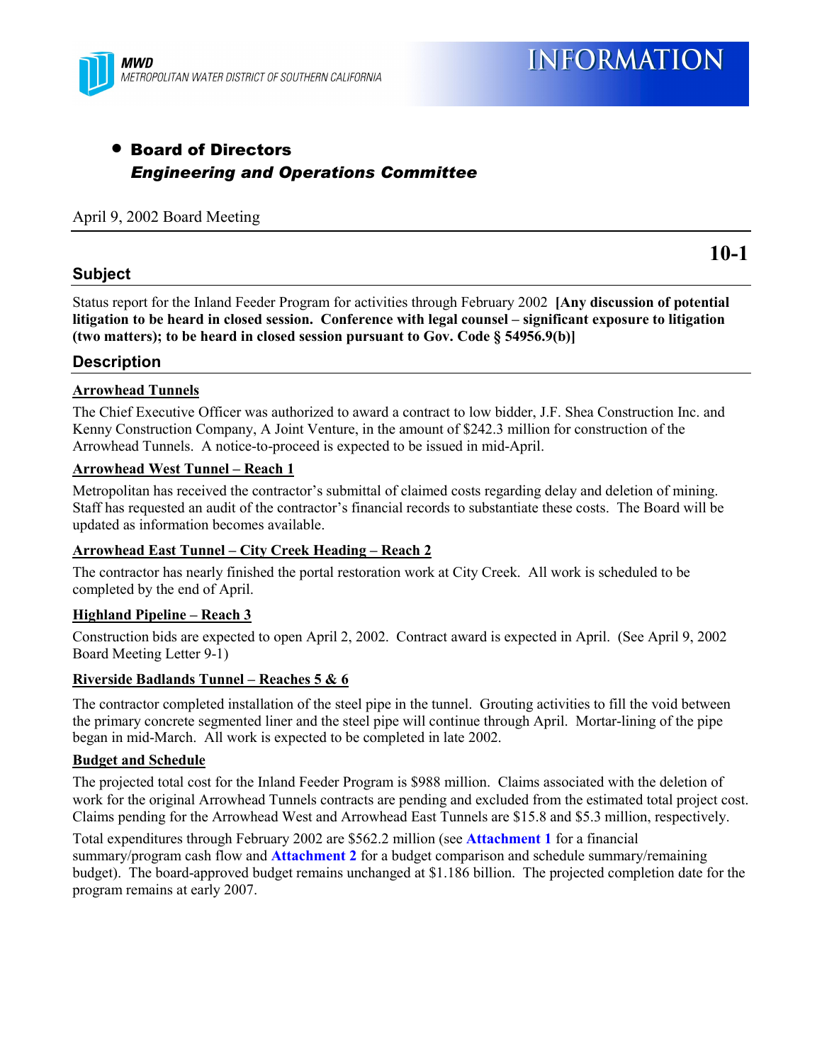MWD
METROPOLITAN WATER DISTRICT OF SOUTHERN CALIFORNIA

# INFORMATION

- **Board of Directors**
  ***Engineering and Operations Committee***

April 9, 2002 Board Meeting

**10-1**

## Subject

Status report for the Inland Feeder Program for activities through February 2002 **[Any discussion of potential litigation to be heard in closed session. Conference with legal counsel – significant exposure to litigation (two matters); to be heard in closed session pursuant to Gov. Code § 54956.9(b)]**

## Description

### Arrowhead Tunnels

The Chief Executive Officer was authorized to award a contract to low bidder, J.F. Shea Construction Inc. and Kenny Construction Company, A Joint Venture, in the amount of $242.3 million for construction of the Arrowhead Tunnels. A notice-to-proceed is expected to be issued in mid-April.

### Arrowhead West Tunnel – Reach 1

Metropolitan has received the contractor's submittal of claimed costs regarding delay and deletion of mining. Staff has requested an audit of the contractor's financial records to substantiate these costs. The Board will be updated as information becomes available.

### Arrowhead East Tunnel – City Creek Heading – Reach 2

The contractor has nearly finished the portal restoration work at City Creek. All work is scheduled to be completed by the end of April.

### Highland Pipeline – Reach 3

Construction bids are expected to open April 2, 2002. Contract award is expected in April. (See April 9, 2002 Board Meeting Letter 9-1)

### Riverside Badlands Tunnel – Reaches 5 & 6

The contractor completed installation of the steel pipe in the tunnel. Grouting activities to fill the void between the primary concrete segmented liner and the steel pipe will continue through April. Mortar-lining of the pipe began in mid-March. All work is expected to be completed in late 2002.

### Budget and Schedule

The projected total cost for the Inland Feeder Program is $988 million. Claims associated with the deletion of work for the original Arrowhead Tunnels contracts are pending and excluded from the estimated total project cost. Claims pending for the Arrowhead West and Arrowhead East Tunnels are $15.8 and $5.3 million, respectively.

Total expenditures through February 2002 are $562.2 million (see **Attachment 1** for a financial summary/program cash flow and **Attachment 2** for a budget comparison and schedule summary/remaining budget). The board-approved budget remains unchanged at $1.186 billion. The projected completion date for the program remains at early 2007.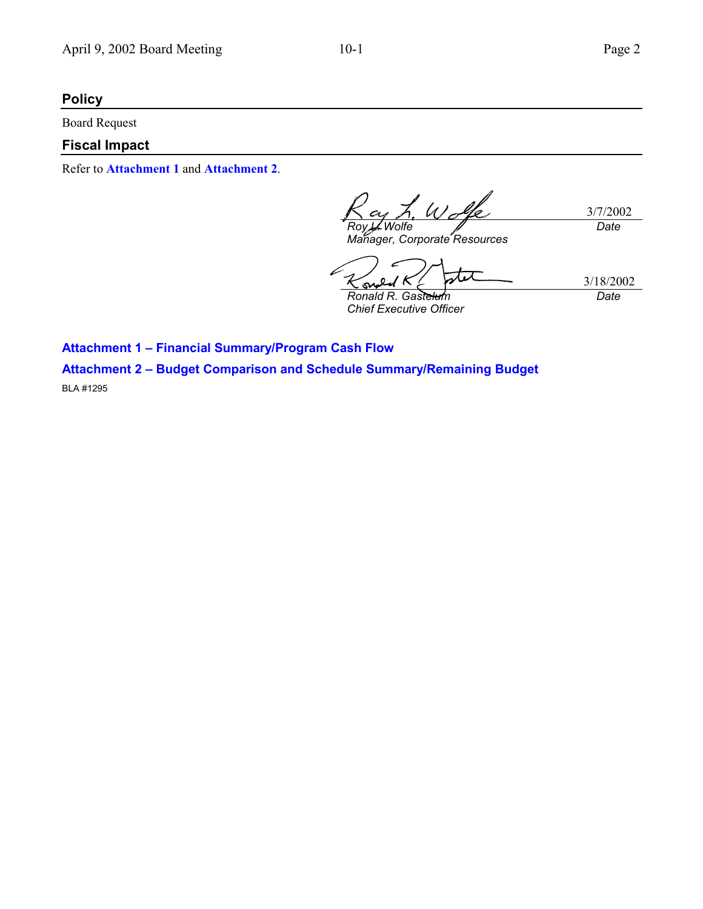## Policy

Board Request

## Fiscal Impact

Refer to **Attachment 1** and **Attachment 2**.

| | |
|---|---|
| *Roy L. Wolfe* | 3/7/2002 |
| *Manager, Corporate Resources* | *Date* |

| | |
|---|---|
| *Ronald R. Gastelum* | 3/18/2002 |
| *Chief Executive Officer* | *Date* |

**Attachment 1 – Financial Summary/Program Cash Flow**

**Attachment 2 – Budget Comparison and Schedule Summary/Remaining Budget**

BLA #1295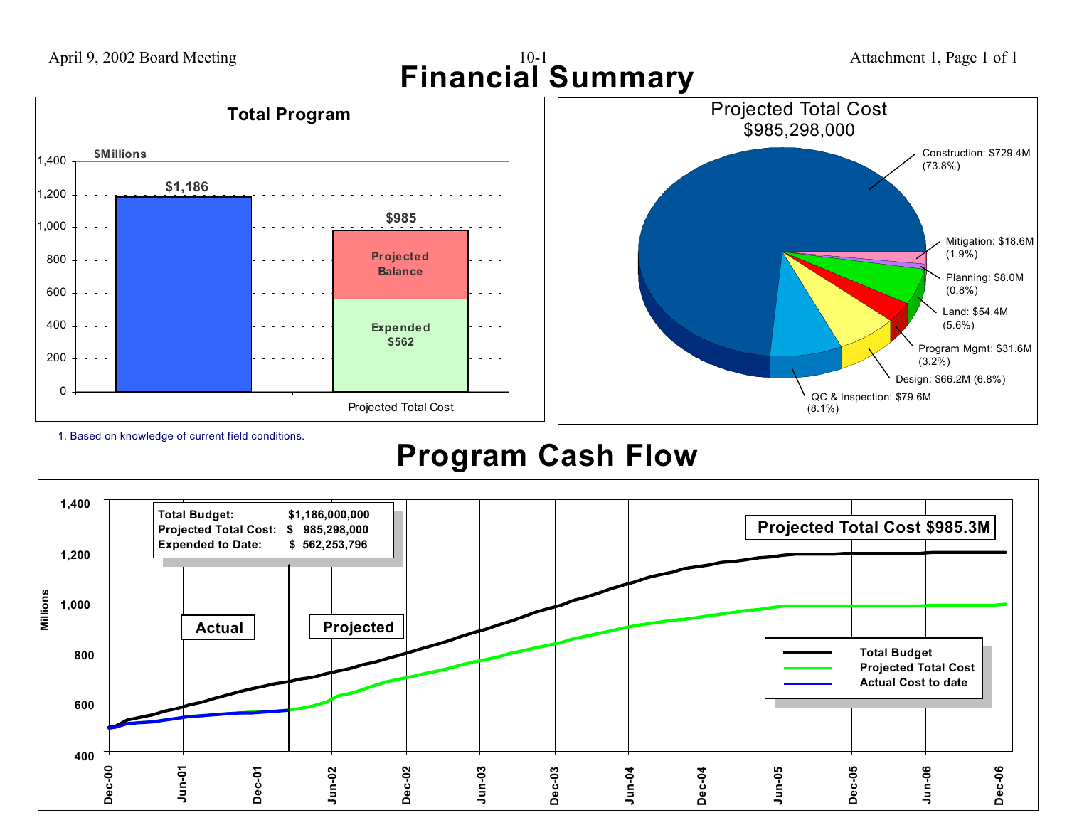# Financial Summary

## Total Program

$Millions

| | Total Program | Projected Total Cost |
|---|---|---|
| Total | $1,186 | $985 |
| Projected Balance | | Projected Balance |
| Expended | | Expended $562 |

1. Based on knowledge of current field conditions.

## Projected Total Cost $985,298,000

| Category | Amount | Percent |
|---|---|---|
| Construction | $729.4M | (73.8%) |
| Mitigation | $18.6M | (1.9%) |
| Planning | $8.0M | (0.8%) |
| Land | $54.4M | (5.6%) |
| Program Mgmt | $31.6M | (3.2%) |
| Design | $66.2M | (6.8%) |
| QC & Inspection | $79.6M | (8.1%) |

# Program Cash Flow

| | |
|---|---|
| Total Budget: | $1,186,000,000 |
| Projected Total Cost: | $ 985,298,000 |
| Expended to Date: | $ 562,253,796 |

**Projected Total Cost $985.3M**

Actual | Projected

Legend: Total Budget; Projected Total Cost; Actual Cost to date

Millions (400–1,400); Dec-00 through Dec-06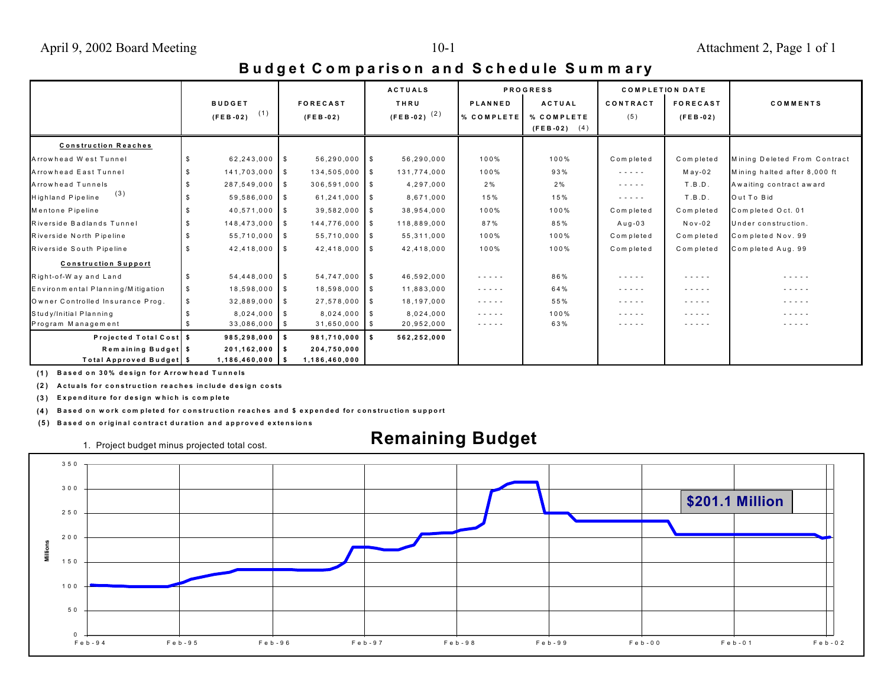## Budget Comparison and Schedule Summary

| | BUDGET (FEB-02) (1) | FORECAST (FEB-02) | ACTUALS THRU (FEB-02) (2) | PROGRESS PLANNED % COMPLETE | PROGRESS ACTUAL % COMPLETE (FEB-02) (4) | COMPLETION DATE CONTRACT (5) | COMPLETION DATE FORECAST (FEB-02) | COMMENTS |
|---|---|---|---|---|---|---|---|---|
| **Construction Reaches** | | | | | | | | |
| Arrowhead West Tunnel | $ 62,243,000 | $ 56,290,000 | $ 56,290,000 | 100% | 100% | Completed | Completed | Mining Deleted From Contract |
| Arrowhead East Tunnel | $ 141,703,000 | $ 134,505,000 | $ 131,774,000 | 100% | 93% | - - - - - | May-02 | Mining halted after 8,000 ft |
| Arrowhead Tunnels | $ 287,549,000 | $ 306,591,000 | $ 4,297,000 | 2% | 2% | - - - - - | T.B.D. | Awaiting contract award |
| Highland Pipeline (3) | $ 59,586,000 | $ 61,241,000 | $ 8,671,000 | 15% | 15% | - - - - - | T.B.D. | Out To Bid |
| Mentone Pipeline | $ 40,571,000 | $ 39,582,000 | $ 38,954,000 | 100% | 100% | Completed | Completed | Completed Oct. 01 |
| Riverside Badlands Tunnel | $ 148,473,000 | $ 144,776,000 | $ 118,889,000 | 87% | 85% | Aug-03 | Nov-02 | Under construction. |
| Riverside North Pipeline | $ 55,710,000 | $ 55,710,000 | $ 55,311,000 | 100% | 100% | Completed | Completed | Completed Nov. 99 |
| Riverside South Pipeline | $ 42,418,000 | $ 42,418,000 | $ 42,418,000 | 100% | 100% | Completed | Completed | Completed Aug. 99 |
| **Construction Support** | | | | | | | | |
| Right-of-Way and Land | $ 54,448,000 | $ 54,747,000 | $ 46,592,000 | - - - - - | 86% | - - - - - | - - - - - | - - - - - |
| Environmental Planning/Mitigation | $ 18,598,000 | $ 18,598,000 | $ 11,883,000 | - - - - - | 64% | - - - - - | - - - - - | - - - - - |
| Owner Controlled Insurance Prog. | $ 32,889,000 | $ 27,578,000 | $ 18,197,000 | - - - - - | 55% | - - - - - | - - - - - | - - - - - |
| Study/Initial Planning | $ 8,024,000 | $ 8,024,000 | $ 8,024,000 | - - - - - | 100% | - - - - - | - - - - - | - - - - - |
| Program Management | $ 33,086,000 | $ 31,650,000 | $ 20,952,000 | - - - - - | 63% | - - - - - | - - - - - | - - - - - |
| **Projected Total Cost** | **$ 985,298,000** | **$ 981,710,000** | **$ 562,252,000** | | | | | |
| **Remaining Budget** | **$ 201,162,000** | **$ 204,750,000** | | | | | | |
| **Total Approved Budget** | **$ 1,186,460,000** | **$ 1,186,460,000** | | | | | | |

**(1) Based on 30% design for Arrowhead Tunnels**

**(2) Actuals for construction reaches include design costs**

**(3) Expenditure for design which is complete**

**(4) Based on work completed for construction reaches and $ expended for construction support**

**(5) Based on original contract duration and approved extensions**

## Remaining Budget

1. Project budget minus projected total cost.

$201.1 Million

Millions

0, 50, 100, 150, 200, 250, 300, 350

Feb-94, Feb-95, Feb-96, Feb-97, Feb-98, Feb-99, Feb-00, Feb-01, Feb-02